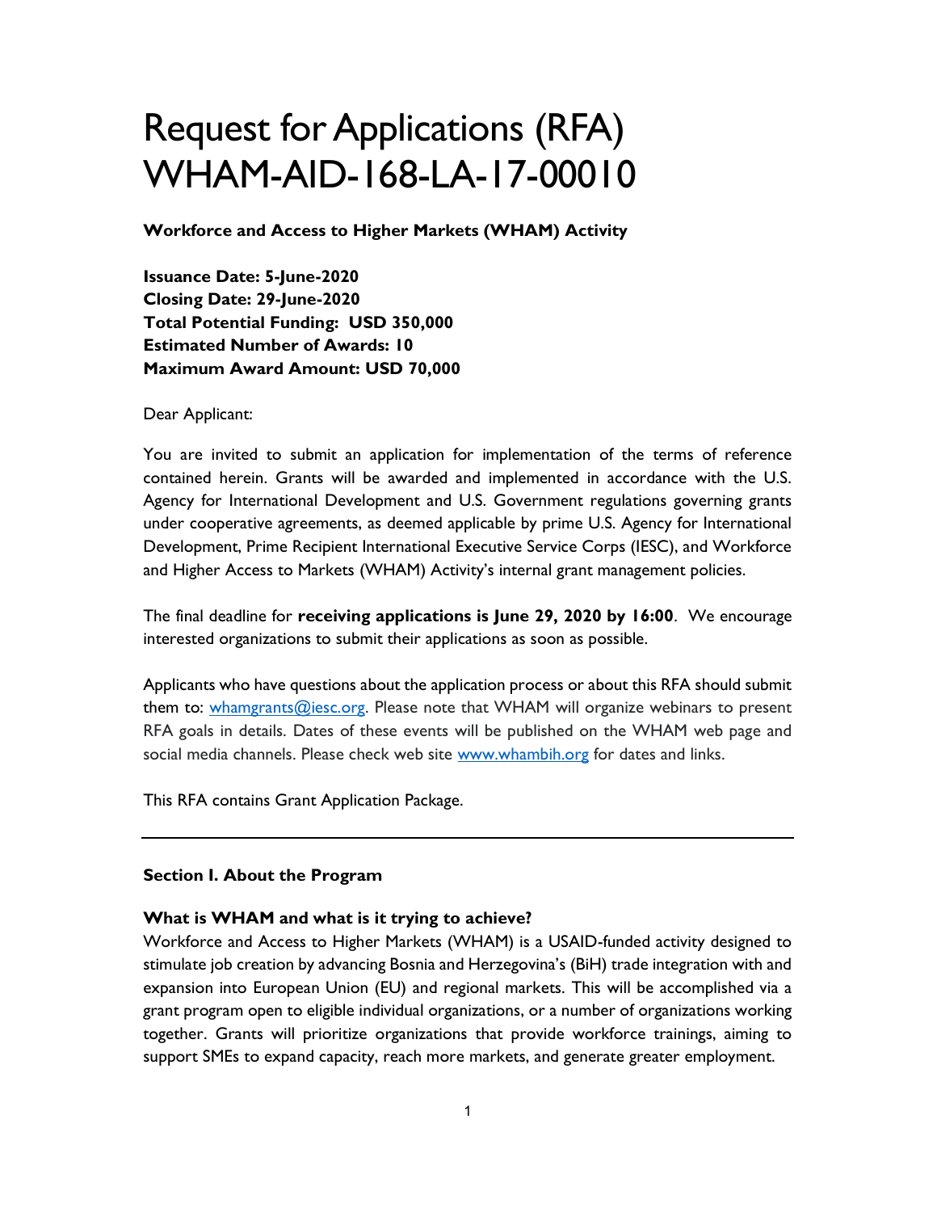# Request for Applications (RFA) WHAM-AID-168-LA-17-00010

**Workforce and Access to Higher Markets (WHAM) Activity**

**Issuance Date: 5-June-2020**
**Closing Date: 29-June-2020**
**Total Potential Funding: USD 350,000**
**Estimated Number of Awards: 10**
**Maximum Award Amount: USD 70,000**

Dear Applicant:

You are invited to submit an application for implementation of the terms of reference contained herein. Grants will be awarded and implemented in accordance with the U.S. Agency for International Development and U.S. Government regulations governing grants under cooperative agreements, as deemed applicable by prime U.S. Agency for International Development, Prime Recipient International Executive Service Corps (IESC), and Workforce and Higher Access to Markets (WHAM) Activity's internal grant management policies.

The final deadline for **receiving applications is June 29, 2020 by 16:00**. We encourage interested organizations to submit their applications as soon as possible.

Applicants who have questions about the application process or about this RFA should submit them to: whamgrants@iesc.org. Please note that WHAM will organize webinars to present RFA goals in details. Dates of these events will be published on the WHAM web page and social media channels. Please check web site www.whambih.org for dates and links.

This RFA contains Grant Application Package.

---

### Section I. About the Program

**What is WHAM and what is it trying to achieve?**

Workforce and Access to Higher Markets (WHAM) is a USAID-funded activity designed to stimulate job creation by advancing Bosnia and Herzegovina's (BiH) trade integration with and expansion into European Union (EU) and regional markets. This will be accomplished via a grant program open to eligible individual organizations, or a number of organizations working together. Grants will prioritize organizations that provide workforce trainings, aiming to support SMEs to expand capacity, reach more markets, and generate greater employment.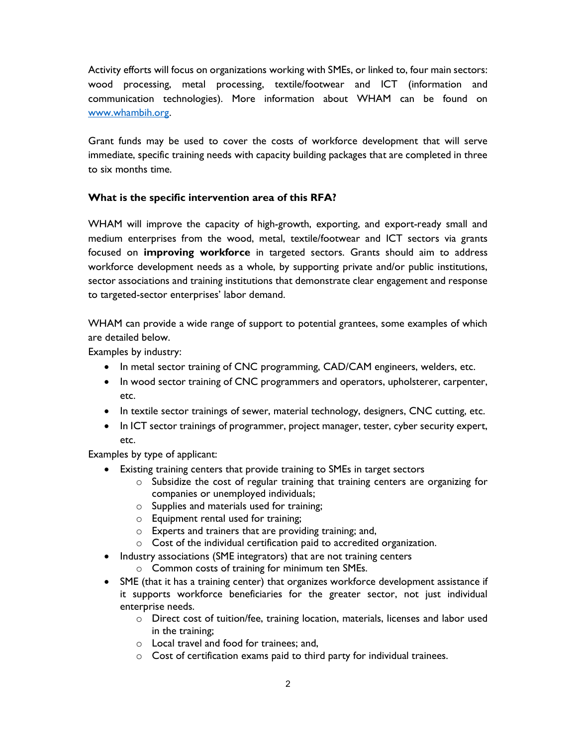Activity efforts will focus on organizations working with SMEs, or linked to, four main sectors: wood processing, metal processing, textile/footwear and ICT (information and communication technologies). More information about WHAM can be found on [www.whambih.org](http://www.whambih.org).

Grant funds may be used to cover the costs of workforce development that will serve immediate, specific training needs with capacity building packages that are completed in three to six months time.

**What is the specific intervention area of this RFA?**

WHAM will improve the capacity of high-growth, exporting, and export-ready small and medium enterprises from the wood, metal, textile/footwear and ICT sectors via grants focused on **improving workforce** in targeted sectors. Grants should aim to address workforce development needs as a whole, by supporting private and/or public institutions, sector associations and training institutions that demonstrate clear engagement and response to targeted-sector enterprises' labor demand.

WHAM can provide a wide range of support to potential grantees, some examples of which are detailed below.

Examples by industry:

- In metal sector training of CNC programming, CAD/CAM engineers, welders, etc.
- In wood sector training of CNC programmers and operators, upholsterer, carpenter, etc.
- In textile sector trainings of sewer, material technology, designers, CNC cutting, etc.
- In ICT sector trainings of programmer, project manager, tester, cyber security expert, etc.

Examples by type of applicant:

- Existing training centers that provide training to SMEs in target sectors
  - Subsidize the cost of regular training that training centers are organizing for companies or unemployed individuals;
  - Supplies and materials used for training;
  - Equipment rental used for training;
  - Experts and trainers that are providing training; and,
  - Cost of the individual certification paid to accredited organization.
- Industry associations (SME integrators) that are not training centers
  - Common costs of training for minimum ten SMEs.
- SME (that it has a training center) that organizes workforce development assistance if it supports workforce beneficiaries for the greater sector, not just individual enterprise needs.
  - Direct cost of tuition/fee, training location, materials, licenses and labor used in the training;
  - Local travel and food for trainees; and,
  - Cost of certification exams paid to third party for individual trainees.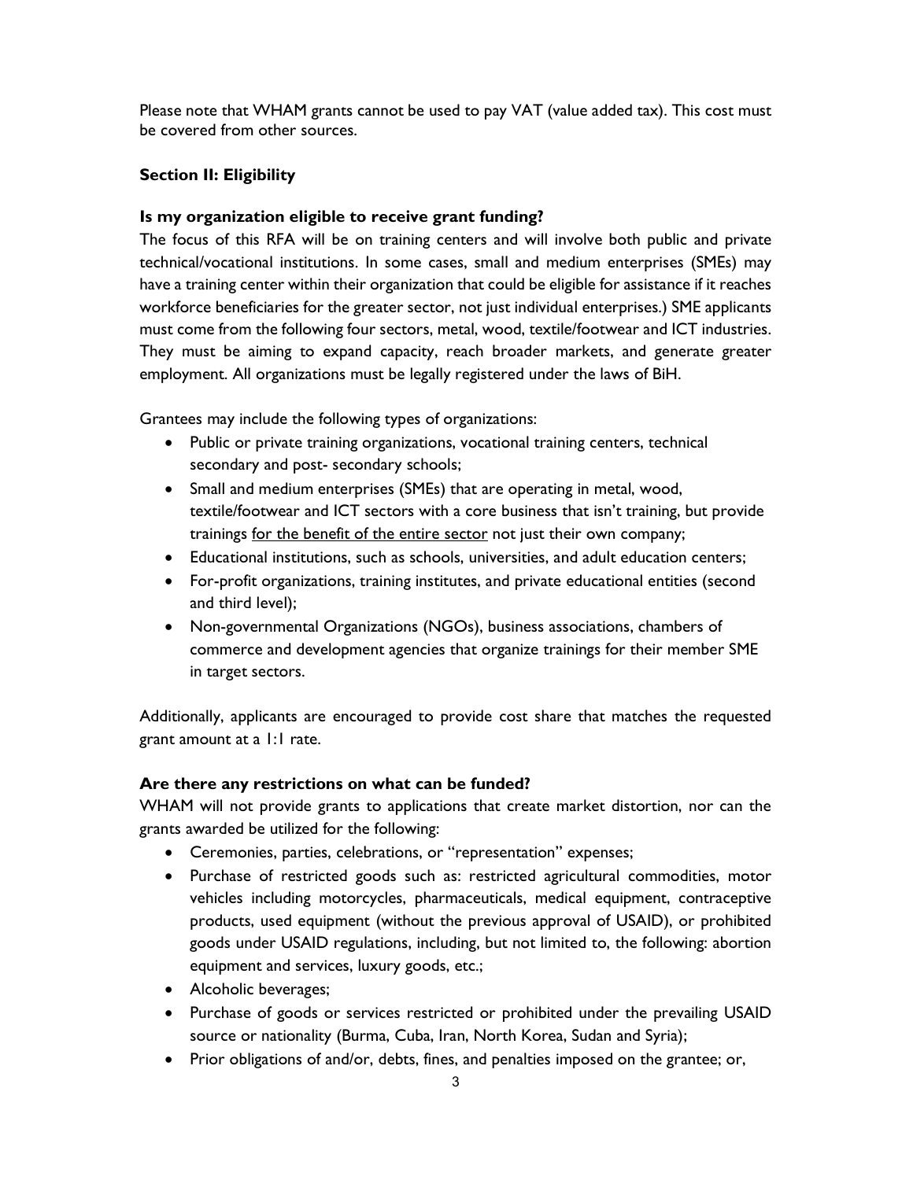Please note that WHAM grants cannot be used to pay VAT (value added tax). This cost must be covered from other sources.

## Section II: Eligibility

### Is my organization eligible to receive grant funding?

The focus of this RFA will be on training centers and will involve both public and private technical/vocational institutions. In some cases, small and medium enterprises (SMEs) may have a training center within their organization that could be eligible for assistance if it reaches workforce beneficiaries for the greater sector, not just individual enterprises.) SME applicants must come from the following four sectors, metal, wood, textile/footwear and ICT industries. They must be aiming to expand capacity, reach broader markets, and generate greater employment. All organizations must be legally registered under the laws of BiH.

Grantees may include the following types of organizations:

- Public or private training organizations, vocational training centers, technical secondary and post- secondary schools;
- Small and medium enterprises (SMEs) that are operating in metal, wood, textile/footwear and ICT sectors with a core business that isn't training, but provide trainings <u>for the benefit of the entire sector</u> not just their own company;
- Educational institutions, such as schools, universities, and adult education centers;
- For-profit organizations, training institutes, and private educational entities (second and third level);
- Non-governmental Organizations (NGOs), business associations, chambers of commerce and development agencies that organize trainings for their member SME in target sectors.

Additionally, applicants are encouraged to provide cost share that matches the requested grant amount at a 1:1 rate.

### Are there any restrictions on what can be funded?

WHAM will not provide grants to applications that create market distortion, nor can the grants awarded be utilized for the following:

- Ceremonies, parties, celebrations, or "representation" expenses;
- Purchase of restricted goods such as: restricted agricultural commodities, motor vehicles including motorcycles, pharmaceuticals, medical equipment, contraceptive products, used equipment (without the previous approval of USAID), or prohibited goods under USAID regulations, including, but not limited to, the following: abortion equipment and services, luxury goods, etc.;
- Alcoholic beverages;
- Purchase of goods or services restricted or prohibited under the prevailing USAID source or nationality (Burma, Cuba, Iran, North Korea, Sudan and Syria);
- Prior obligations of and/or, debts, fines, and penalties imposed on the grantee; or,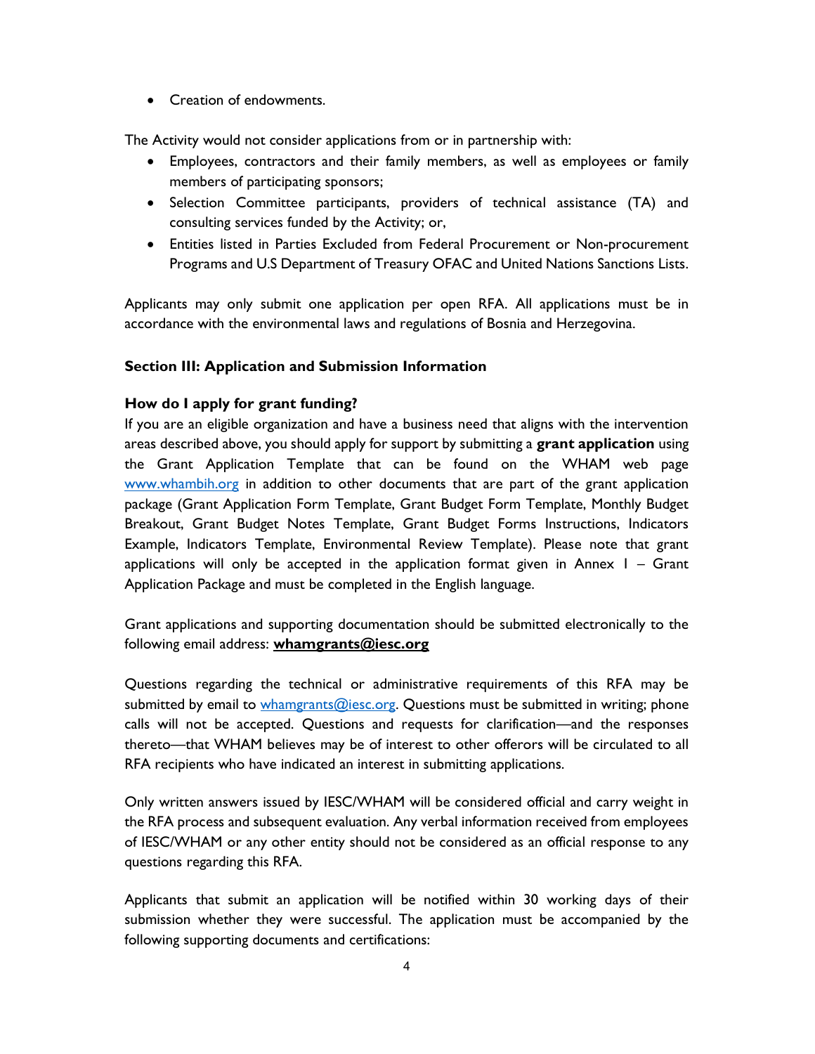- Creation of endowments.

The Activity would not consider applications from or in partnership with:

- Employees, contractors and their family members, as well as employees or family members of participating sponsors;
- Selection Committee participants, providers of technical assistance (TA) and consulting services funded by the Activity; or,
- Entities listed in Parties Excluded from Federal Procurement or Non-procurement Programs and U.S Department of Treasury OFAC and United Nations Sanctions Lists.

Applicants may only submit one application per open RFA. All applications must be in accordance with the environmental laws and regulations of Bosnia and Herzegovina.

## Section III: Application and Submission Information

### How do I apply for grant funding?

If you are an eligible organization and have a business need that aligns with the intervention areas described above, you should apply for support by submitting a **grant application** using the Grant Application Template that can be found on the WHAM web page [www.whambih.org](www.whambih.org) in addition to other documents that are part of the grant application package (Grant Application Form Template, Grant Budget Form Template, Monthly Budget Breakout, Grant Budget Notes Template, Grant Budget Forms Instructions, Indicators Example, Indicators Template, Environmental Review Template). Please note that grant applications will only be accepted in the application format given in Annex I – Grant Application Package and must be completed in the English language.

Grant applications and supporting documentation should be submitted electronically to the following email address: **whamgrants@iesc.org**

Questions regarding the technical or administrative requirements of this RFA may be submitted by email to whamgrants@iesc.org. Questions must be submitted in writing; phone calls will not be accepted. Questions and requests for clarification—and the responses thereto—that WHAM believes may be of interest to other offerors will be circulated to all RFA recipients who have indicated an interest in submitting applications.

Only written answers issued by IESC/WHAM will be considered official and carry weight in the RFA process and subsequent evaluation. Any verbal information received from employees of IESC/WHAM or any other entity should not be considered as an official response to any questions regarding this RFA.

Applicants that submit an application will be notified within 30 working days of their submission whether they were successful. The application must be accompanied by the following supporting documents and certifications: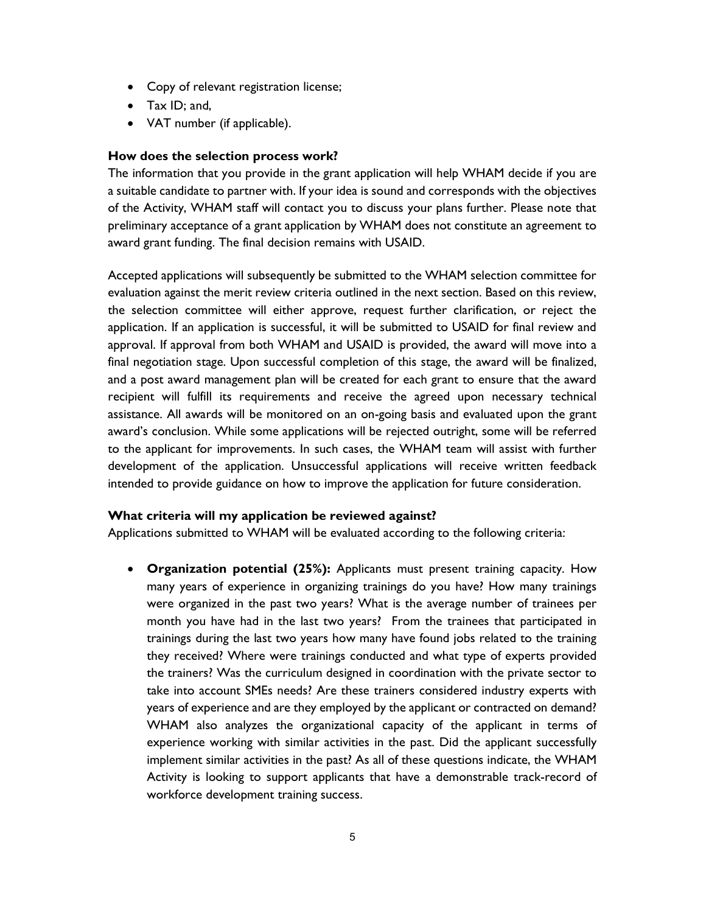- Copy of relevant registration license;
- Tax ID; and,
- VAT number (if applicable).

**How does the selection process work?**

The information that you provide in the grant application will help WHAM decide if you are a suitable candidate to partner with. If your idea is sound and corresponds with the objectives of the Activity, WHAM staff will contact you to discuss your plans further. Please note that preliminary acceptance of a grant application by WHAM does not constitute an agreement to award grant funding. The final decision remains with USAID.

Accepted applications will subsequently be submitted to the WHAM selection committee for evaluation against the merit review criteria outlined in the next section. Based on this review, the selection committee will either approve, request further clarification, or reject the application. If an application is successful, it will be submitted to USAID for final review and approval. If approval from both WHAM and USAID is provided, the award will move into a final negotiation stage. Upon successful completion of this stage, the award will be finalized, and a post award management plan will be created for each grant to ensure that the award recipient will fulfill its requirements and receive the agreed upon necessary technical assistance. All awards will be monitored on an on-going basis and evaluated upon the grant award's conclusion. While some applications will be rejected outright, some will be referred to the applicant for improvements. In such cases, the WHAM team will assist with further development of the application. Unsuccessful applications will receive written feedback intended to provide guidance on how to improve the application for future consideration.

**What criteria will my application be reviewed against?**

Applications submitted to WHAM will be evaluated according to the following criteria:

- **Organization potential (25%):** Applicants must present training capacity. How many years of experience in organizing trainings do you have? How many trainings were organized in the past two years? What is the average number of trainees per month you have had in the last two years? From the trainees that participated in trainings during the last two years how many have found jobs related to the training they received? Where were trainings conducted and what type of experts provided the trainers? Was the curriculum designed in coordination with the private sector to take into account SMEs needs? Are these trainers considered industry experts with years of experience and are they employed by the applicant or contracted on demand? WHAM also analyzes the organizational capacity of the applicant in terms of experience working with similar activities in the past. Did the applicant successfully implement similar activities in the past? As all of these questions indicate, the WHAM Activity is looking to support applicants that have a demonstrable track-record of workforce development training success.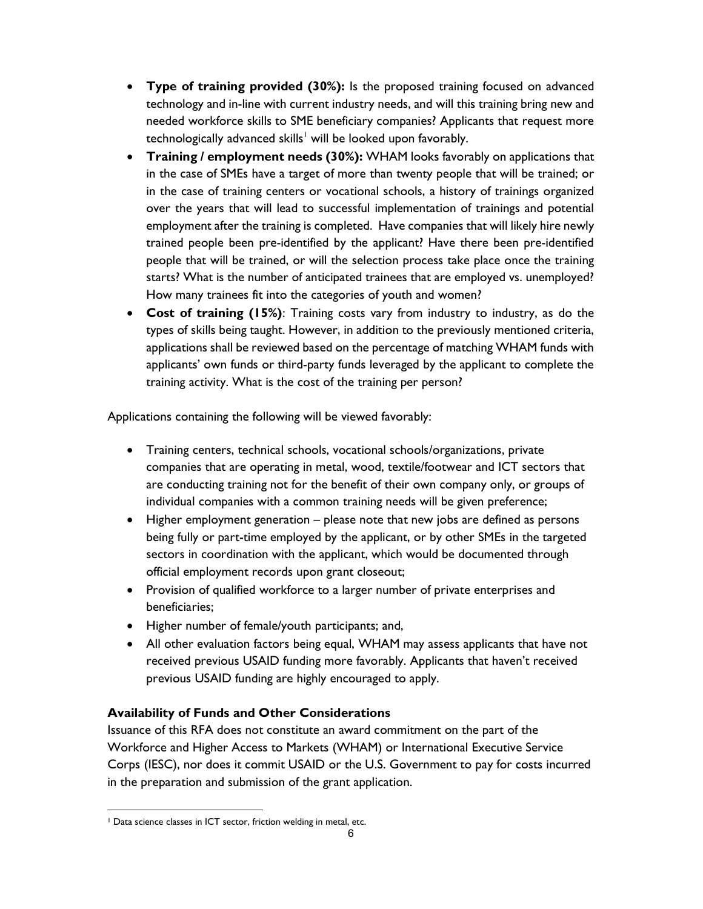- **Type of training provided (30%):** Is the proposed training focused on advanced technology and in-line with current industry needs, and will this training bring new and needed workforce skills to SME beneficiary companies? Applicants that request more technologically advanced skills[1] will be looked upon favorably.
- **Training / employment needs (30%):** WHAM looks favorably on applications that in the case of SMEs have a target of more than twenty people that will be trained; or in the case of training centers or vocational schools, a history of trainings organized over the years that will lead to successful implementation of trainings and potential employment after the training is completed. Have companies that will likely hire newly trained people been pre-identified by the applicant? Have there been pre-identified people that will be trained, or will the selection process take place once the training starts? What is the number of anticipated trainees that are employed vs. unemployed? How many trainees fit into the categories of youth and women?
- **Cost of training (15%)**: Training costs vary from industry to industry, as do the types of skills being taught. However, in addition to the previously mentioned criteria, applications shall be reviewed based on the percentage of matching WHAM funds with applicants' own funds or third-party funds leveraged by the applicant to complete the training activity. What is the cost of the training per person?

Applications containing the following will be viewed favorably:

- Training centers, technical schools, vocational schools/organizations, private companies that are operating in metal, wood, textile/footwear and ICT sectors that are conducting training not for the benefit of their own company only, or groups of individual companies with a common training needs will be given preference;
- Higher employment generation – please note that new jobs are defined as persons being fully or part-time employed by the applicant, or by other SMEs in the targeted sectors in coordination with the applicant, which would be documented through official employment records upon grant closeout;
- Provision of qualified workforce to a larger number of private enterprises and beneficiaries;
- Higher number of female/youth participants; and,
- All other evaluation factors being equal, WHAM may assess applicants that have not received previous USAID funding more favorably. Applicants that haven't received previous USAID funding are highly encouraged to apply.

### Availability of Funds and Other Considerations

Issuance of this RFA does not constitute an award commitment on the part of the Workforce and Higher Access to Markets (WHAM) or International Executive Service Corps (IESC), nor does it commit USAID or the U.S. Government to pay for costs incurred in the preparation and submission of the grant application.

[1] Data science classes in ICT sector, friction welding in metal, etc.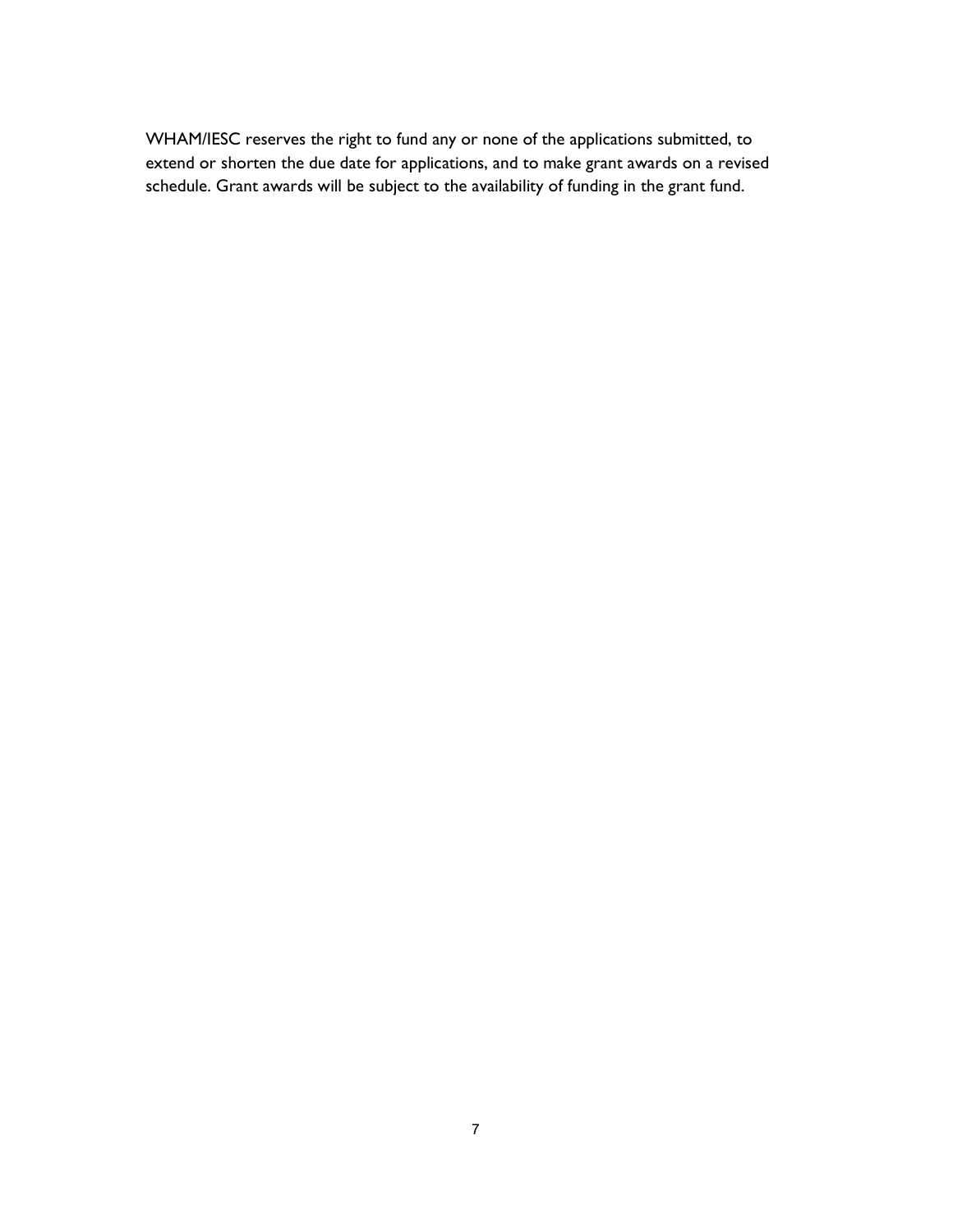WHAM/IESC reserves the right to fund any or none of the applications submitted, to extend or shorten the due date for applications, and to make grant awards on a revised schedule. Grant awards will be subject to the availability of funding in the grant fund.